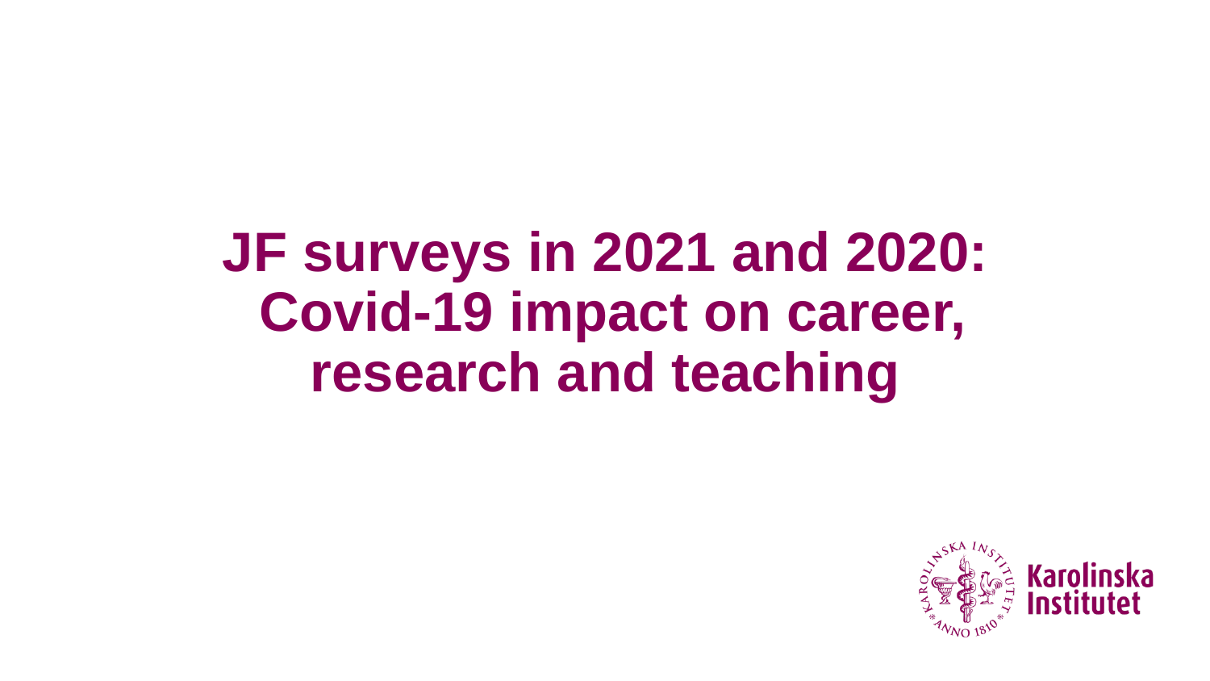# JF surveys in 2021 and 2020: Covid-19 impact on career, research and teaching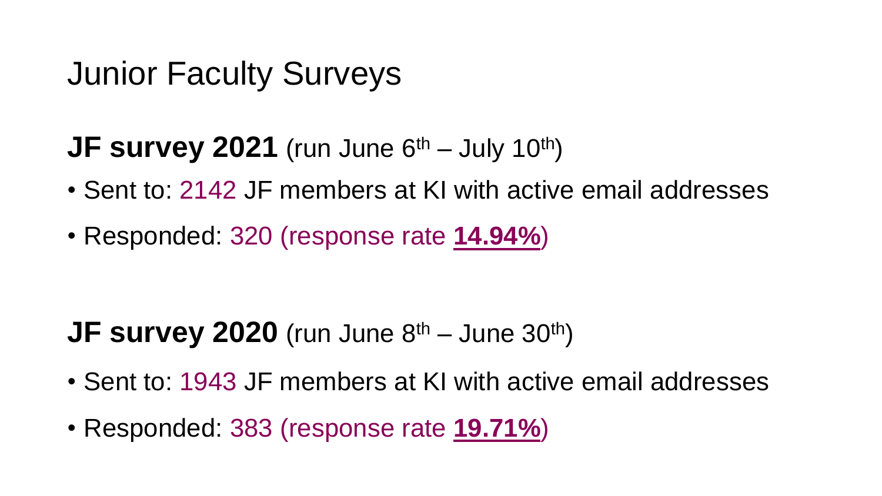# Junior Faculty Surveys

**JF survey 2021** (run June 6th – July 10th)

- Sent to: 2142 JF members at KI with active email addresses
- Responded: 320 (response rate **14.94%**)

**JF survey 2020** (run June 8th – June 30th)

- Sent to: 1943 JF members at KI with active email addresses
- Responded: 383 (response rate **19.71%**)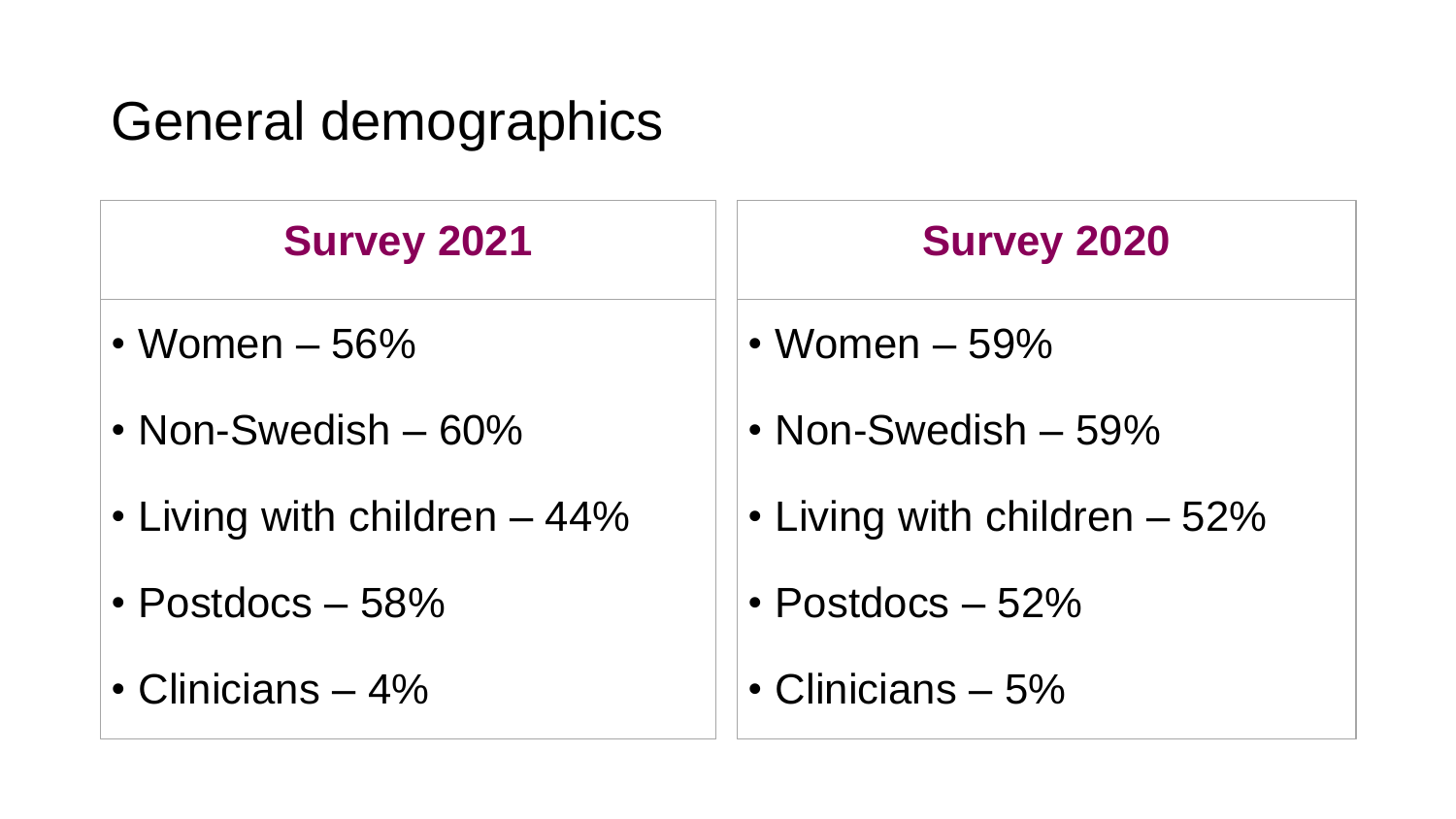# General demographics

| Survey 2021 | Survey 2020 |
| --- | --- |
| • Women – 56% | • Women – 59% |
| • Non-Swedish – 60% | • Non-Swedish – 59% |
| • Living with children – 44% | • Living with children – 52% |
| • Postdocs – 58% | • Postdocs – 52% |
| • Clinicians – 4% | • Clinicians – 5% |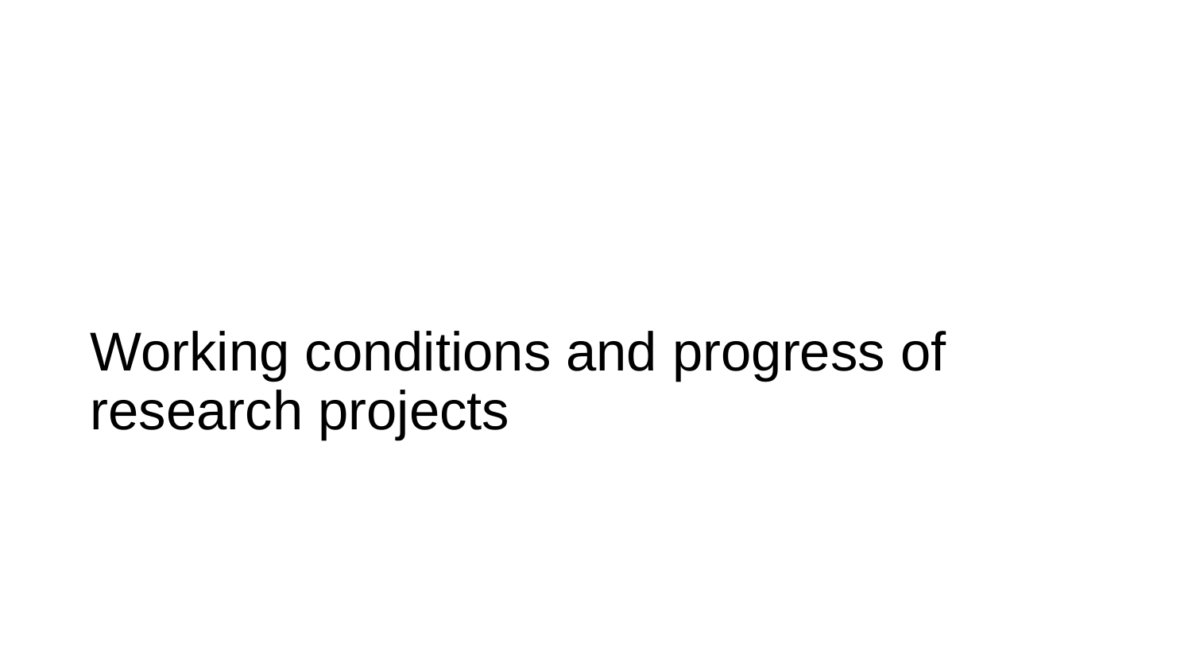# Working conditions and progress of research projects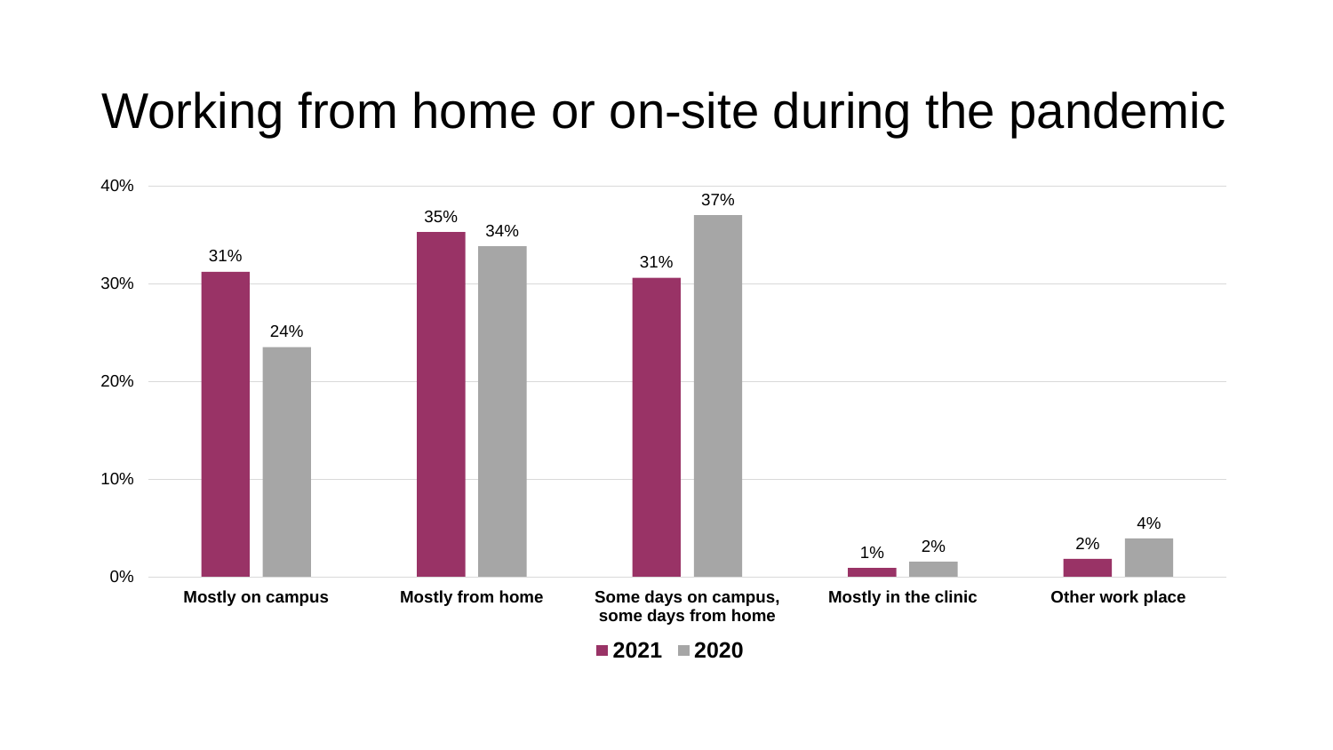# Working from home or on-site during the pandemic

| | 2021 | 2020 |
|---|---|---|
| Mostly on campus | 31% | 24% |
| Mostly from home | 35% | 34% |
| Some days on campus, some days from home | 31% | 37% |
| Mostly in the clinic | 1% | 2% |
| Other work place | 2% | 4% |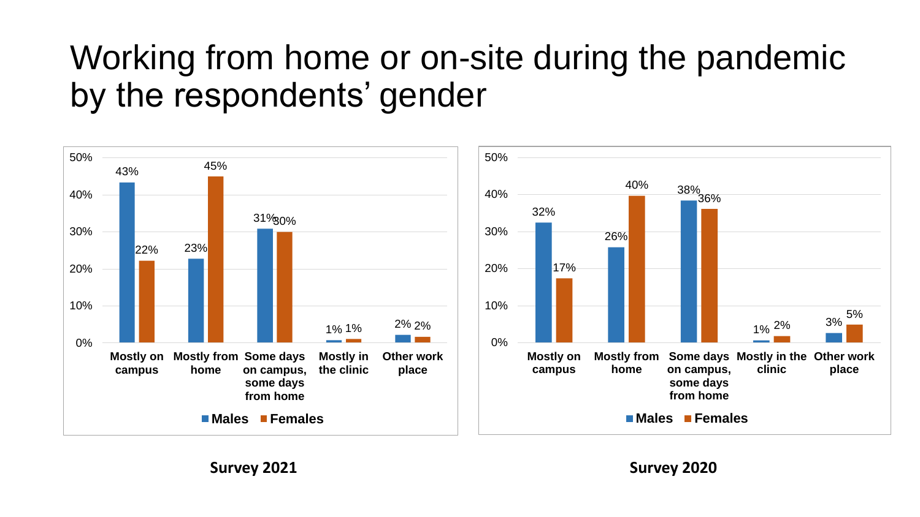# Working from home or on-site during the pandemic by the respondents' gender

**Survey 2021**

| | Males | Females |
|---|---|---|
| Mostly on campus | 43% | 22% |
| Mostly from home | 23% | 45% |
| Some days on campus, some days from home | 31% | 30% |
| Mostly in the clinic | 1% | 1% |
| Other work place | 2% | 2% |

**Survey 2020**

| | Males | Females |
|---|---|---|
| Mostly on campus | 32% | 17% |
| Mostly from home | 26% | 40% |
| Some days on campus, some days from home | 38% | 36% |
| Mostly in the clinic | 1% | 2% |
| Other work place | 3% | 5% |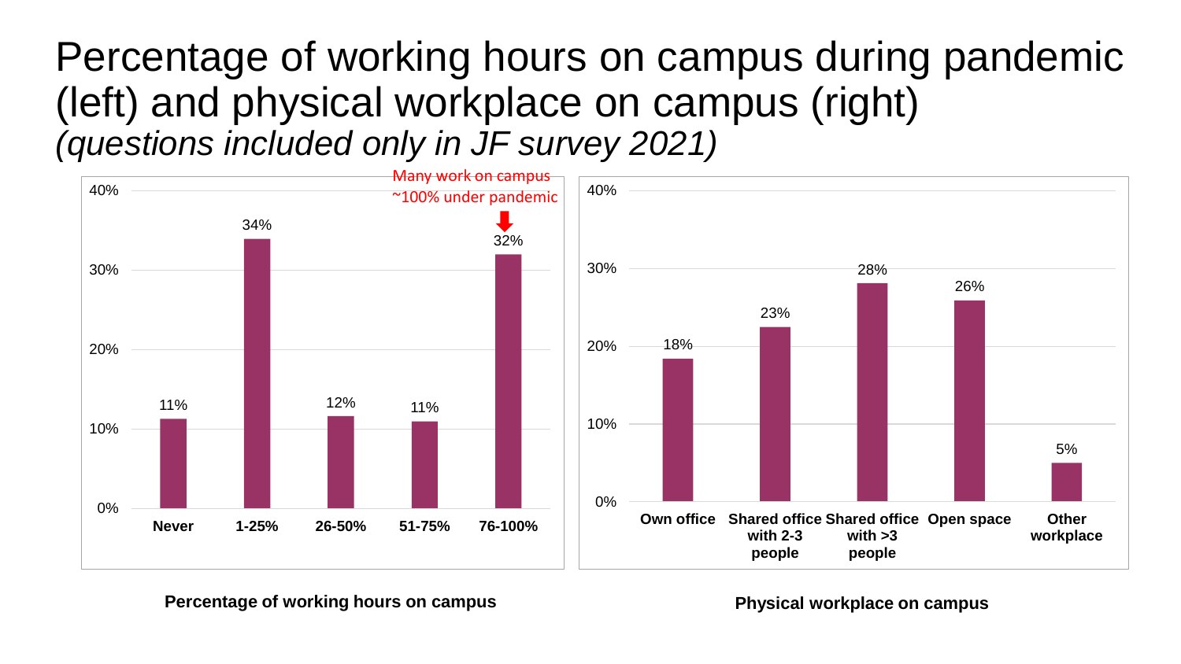# Percentage of working hours on campus during pandemic (left) and physical workplace on campus (right)

*(questions included only in JF survey 2021)*

Many work on campus ~100% under pandemic

| Percentage of working hours on campus | Share |
|---|---|
| Never | 11% |
| 1-25% | 34% |
| 26-50% | 12% |
| 51-75% | 11% |
| 76-100% | 32% |

**Percentage of working hours on campus**

| Physical workplace on campus | Share |
|---|---|
| Own office | 18% |
| Shared office with 2-3 people | 23% |
| Shared office with >3 people | 28% |
| Open space | 26% |
| Other workplace | 5% |

**Physical workplace on campus**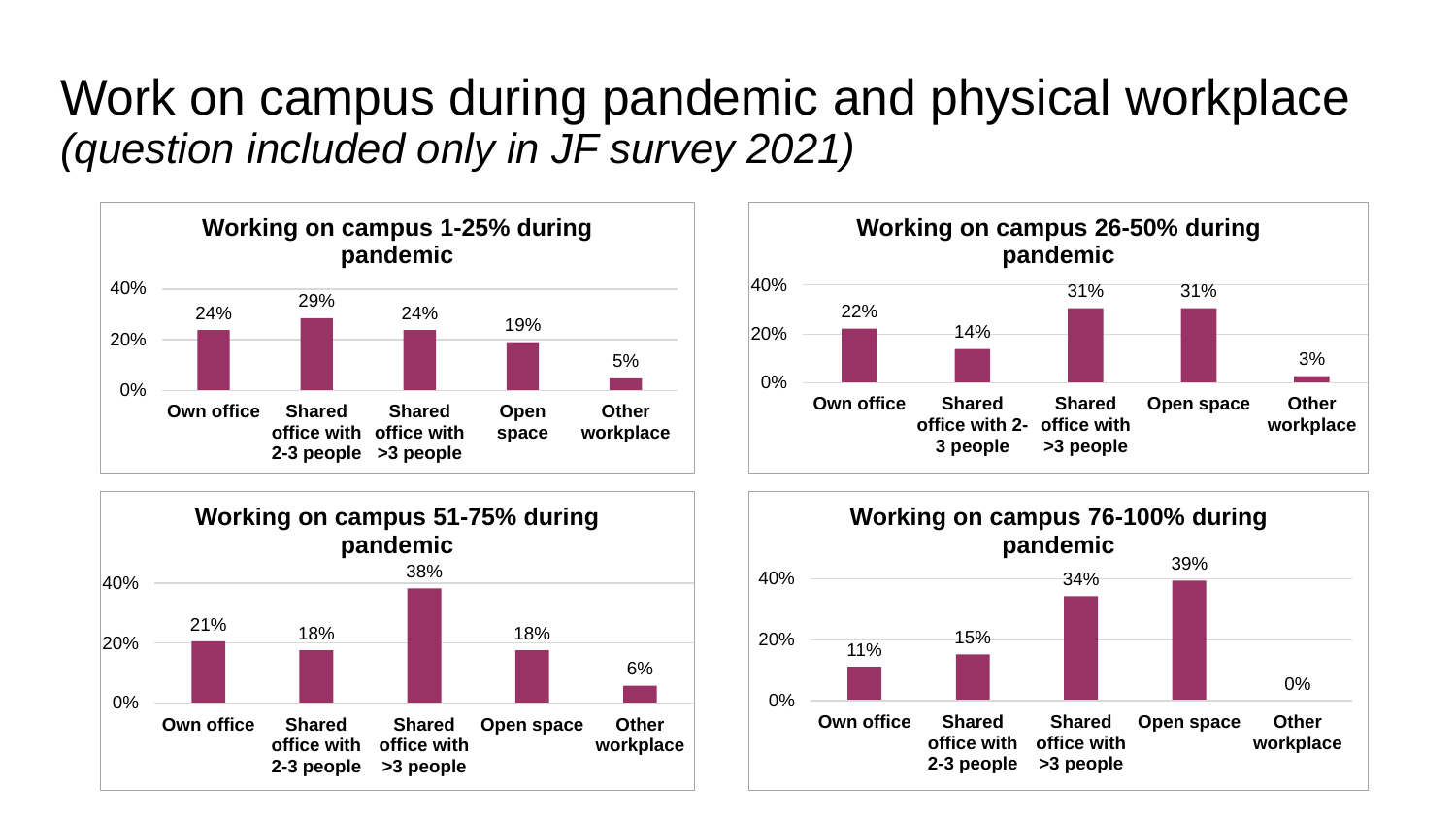# Work on campus during pandemic and physical workplace
*(question included only in JF survey 2021)*

**Working on campus 1-25% during pandemic**

| Own office | Shared office with 2-3 people | Shared office with >3 people | Open space | Other workplace |
|---|---|---|---|---|
| 24% | 29% | 24% | 19% | 5% |

**Working on campus 26-50% during pandemic**

| Own office | Shared office with 2-3 people | Shared office with >3 people | Open space | Other workplace |
|---|---|---|---|---|
| 22% | 14% | 31% | 31% | 3% |

**Working on campus 51-75% during pandemic**

| Own office | Shared office with 2-3 people | Shared office with >3 people | Open space | Other workplace |
|---|---|---|---|---|
| 21% | 18% | 38% | 18% | 6% |

**Working on campus 76-100% during pandemic**

| Own office | Shared office with 2-3 people | Shared office with >3 people | Open space | Other workplace |
|---|---|---|---|---|
| 11% | 15% | 34% | 39% | 0% |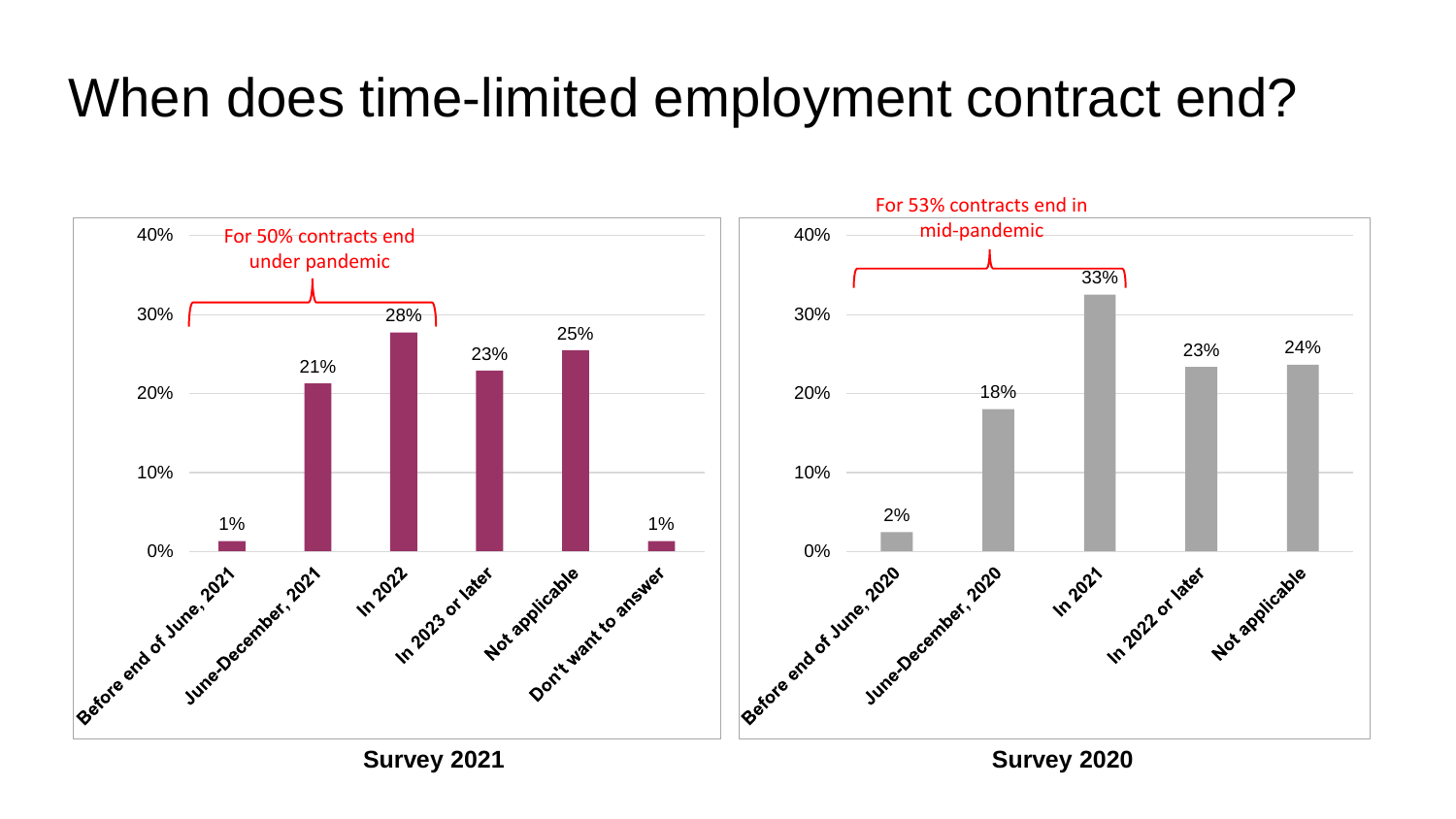# When does time-limited employment contract end?

For 50% contracts end under pandemic

| | Survey 2021 |
|---|---|
| Before end of June, 2021 | 1% |
| June-December, 2021 | 21% |
| In 2022 | 28% |
| In 2023 or later | 23% |
| Not applicable | 25% |
| Don't want to answer | 1% |

**Survey 2021**

For 53% contracts end in mid-pandemic

| | Survey 2020 |
|---|---|
| Before end of June, 2020 | 2% |
| June-December, 2020 | 18% |
| In 2021 | 33% |
| In 2022 or later | 23% |
| Not applicable | 24% |

**Survey 2020**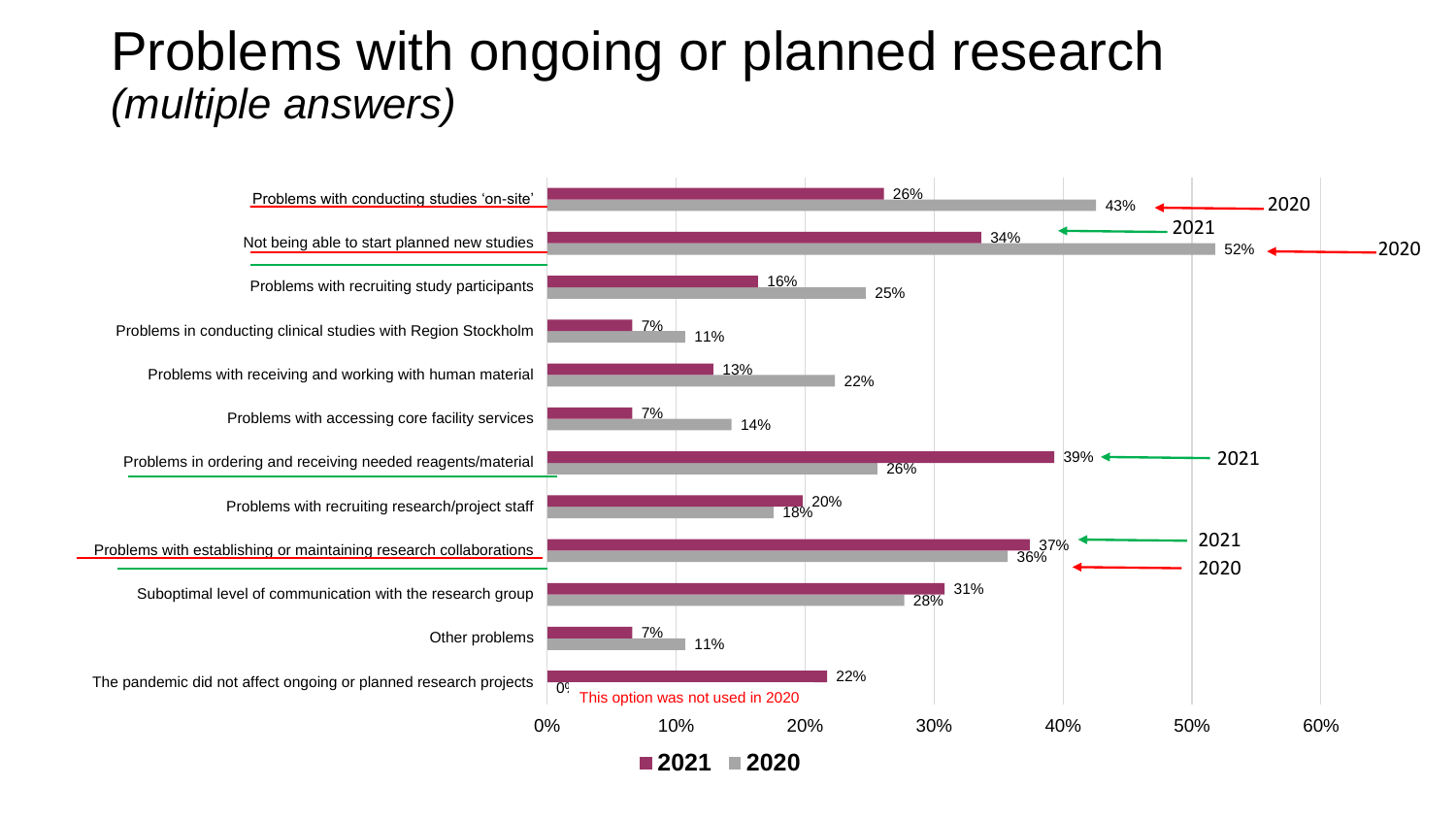# Problems with ongoing or planned research
*(multiple answers)*

| | 2021 | 2020 |
|---|---|---|
| Problems with conducting studies 'on-site' | 26% | 43% |
| Not being able to start planned new studies | 34% | 52% |
| Problems with recruiting study participants | 16% | 25% |
| Problems in conducting clinical studies with Region Stockholm | 7% | 11% |
| Problems with receiving and working with human material | 13% | 22% |
| Problems with accessing core facility services | 7% | 14% |
| Problems in ordering and receiving needed reagents/material | 39% | 26% |
| Problems with recruiting research/project staff | 20% | 18% |
| Problems with establishing or maintaining research collaborations | 37% | 36% |
| Suboptimal level of communication with the research group | 31% | 28% |
| Other problems | 7% | 11% |
| The pandemic did not affect ongoing or planned research projects | 22% | 0% |

This option was not used in 2020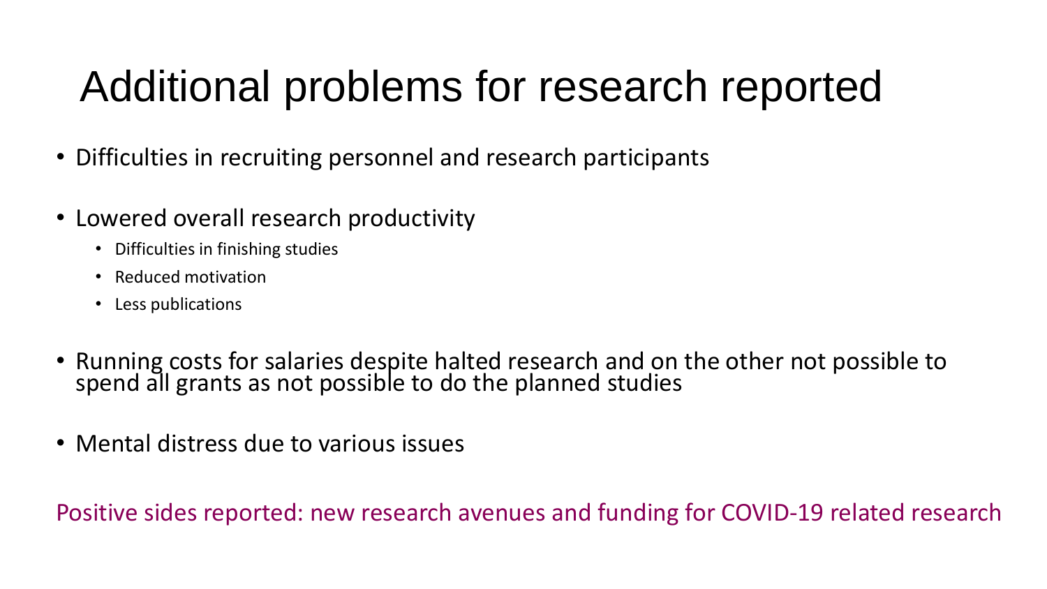# Additional problems for research reported

- Difficulties in recruiting personnel and research participants
- Lowered overall research productivity
  - Difficulties in finishing studies
  - Reduced motivation
  - Less publications
- Running costs for salaries despite halted research and on the other not possible to spend all grants as not possible to do the planned studies
- Mental distress due to various issues

Positive sides reported: new research avenues and funding for COVID-19 related research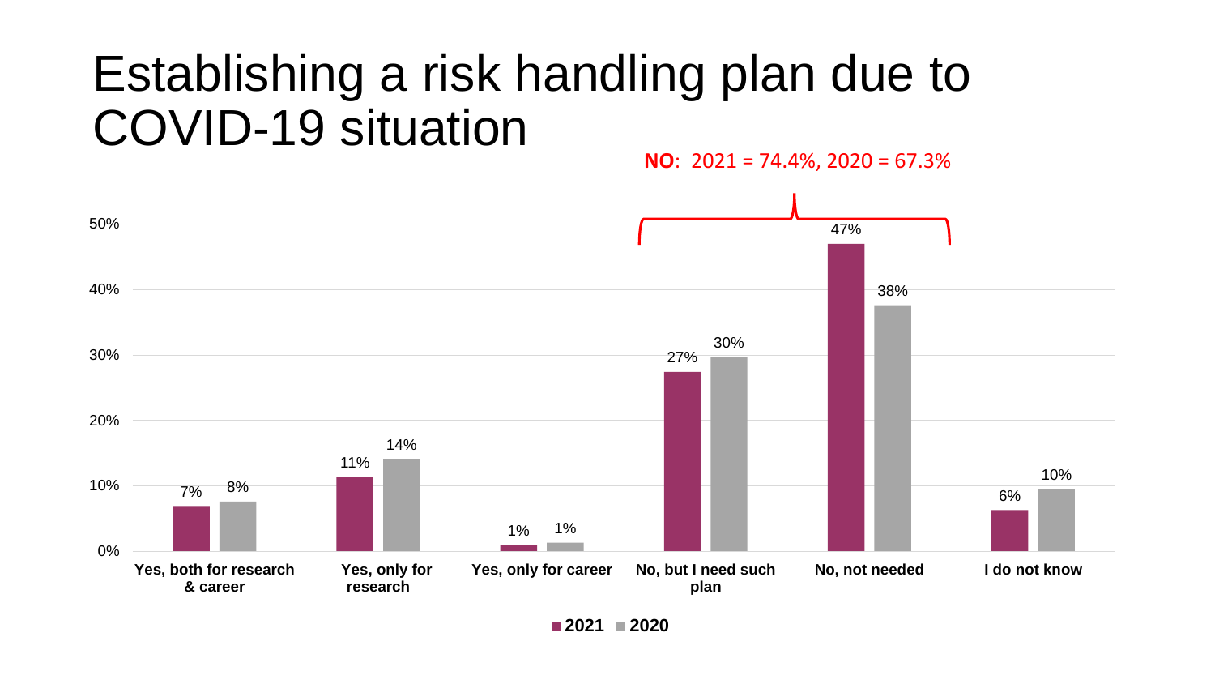# Establishing a risk handling plan due to COVID-19 situation

**NO**: 2021 = 74.4%, 2020 = 67.3%

| | 2021 | 2020 |
|---|---|---|
| Yes, both for research & career | 7% | 8% |
| Yes, only for research | 11% | 14% |
| Yes, only for career | 1% | 1% |
| No, but I need such plan | 27% | 30% |
| No, not needed | 47% | 38% |
| I do not know | 6% | 10% |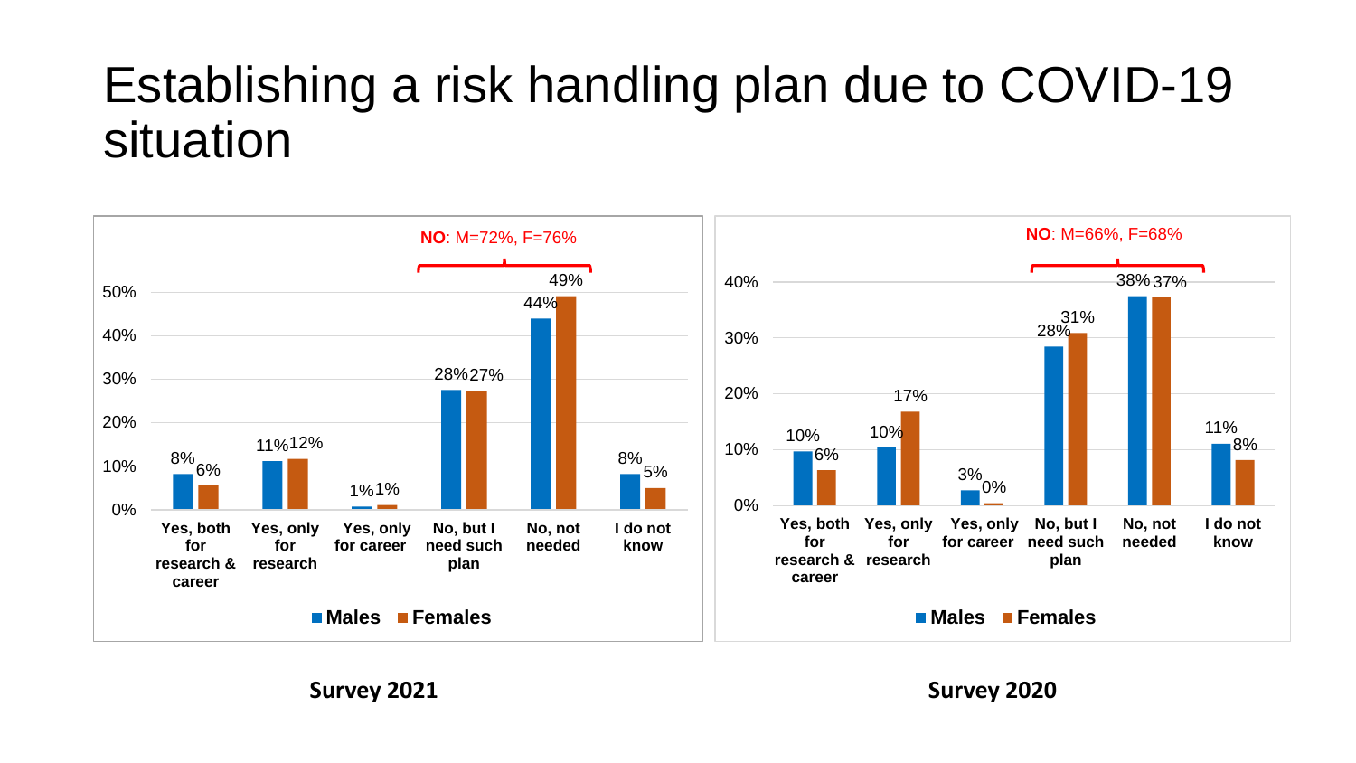# Establishing a risk handling plan due to COVID-19 situation

**NO**: M=72%, F=76%

| | Males | Females |
|---|---|---|
| Yes, both for research & career | 8% | 6% |
| Yes, only for research | 11% | 12% |
| Yes, only for career | 1% | 1% |
| No, but I need such plan | 28% | 27% |
| No, not needed | 44% | 49% |
| I do not know | 8% | 5% |

**Survey 2021**

**NO**: M=66%, F=68%

| | Males | Females |
|---|---|---|
| Yes, both for research & career | 10% | 6% |
| Yes, only for research | 10% | 17% |
| Yes, only for career | 3% | 0% |
| No, but I need such plan | 28% | 31% |
| No, not needed | 38% | 37% |
| I do not know | 11% | 8% |

**Survey 2020**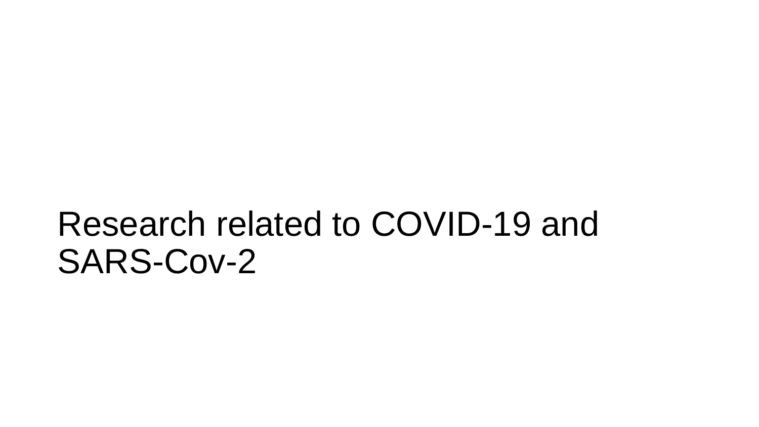# Research related to COVID-19 and SARS-Cov-2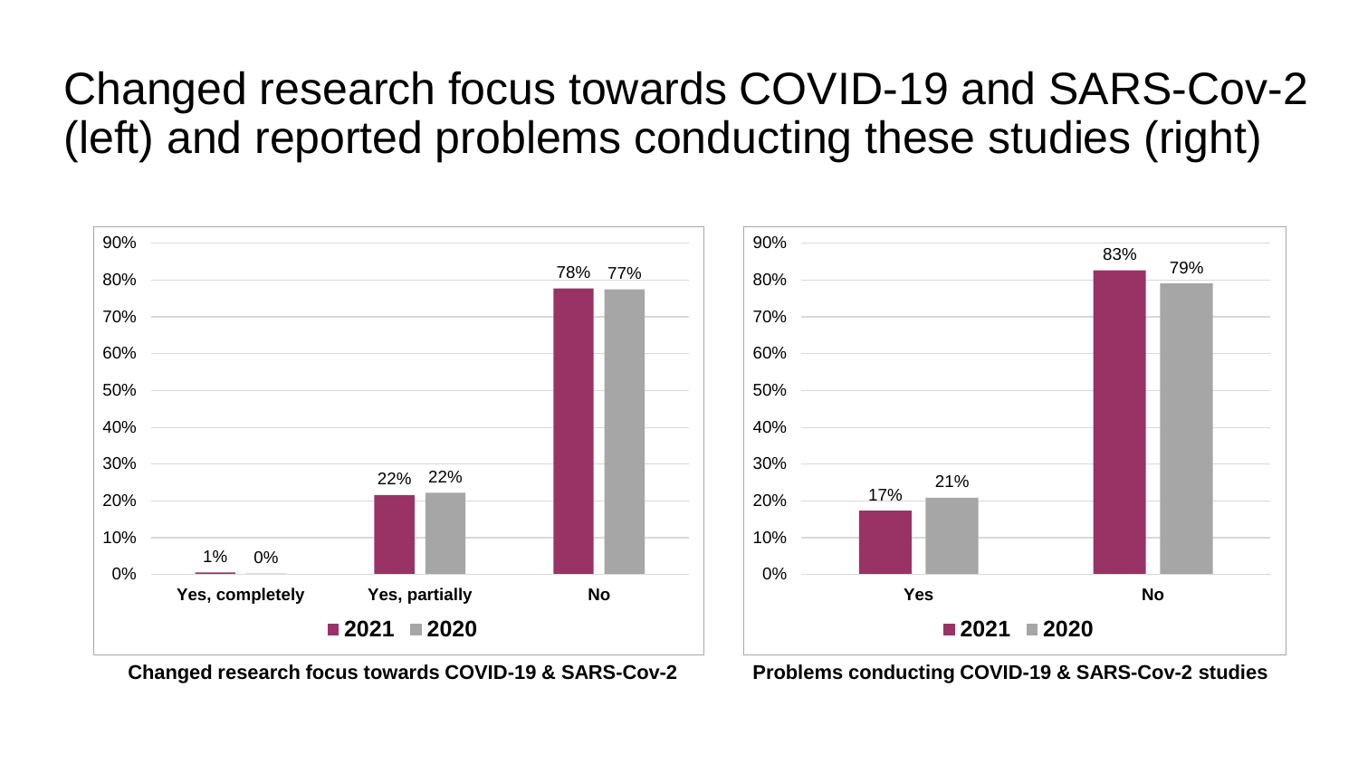# Changed research focus towards COVID-19 and SARS-Cov-2 (left) and reported problems conducting these studies (right)

| | 2021 | 2020 |
|---|---|---|
| Yes, completely | 1% | 0% |
| Yes, partially | 22% | 22% |
| No | 78% | 77% |

**Changed research focus towards COVID-19 & SARS-Cov-2**

| | 2021 | 2020 |
|---|---|---|
| Yes | 17% | 21% |
| No | 83% | 79% |

**Problems conducting COVID-19 & SARS-Cov-2 studies**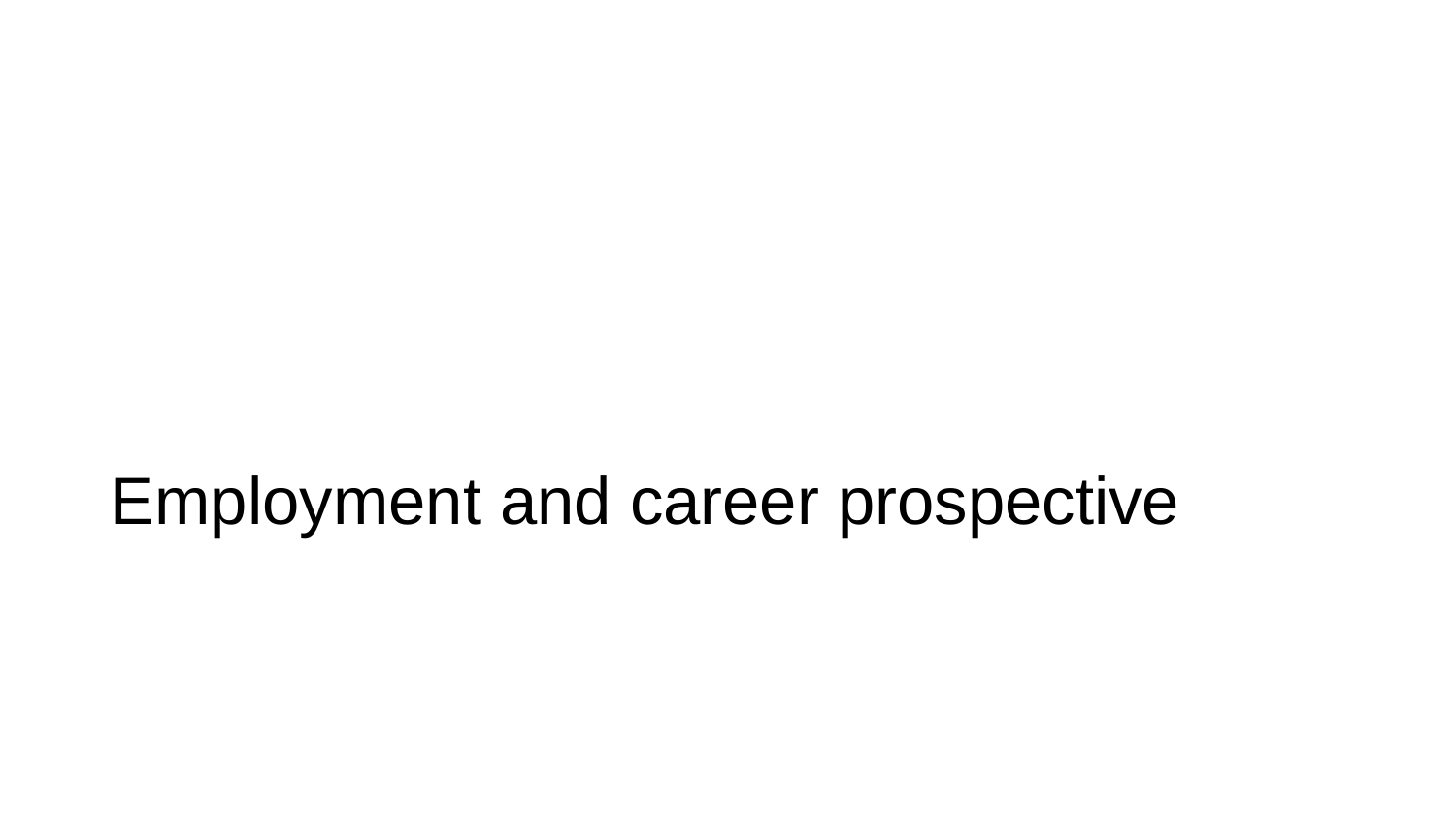# Employment and career prospective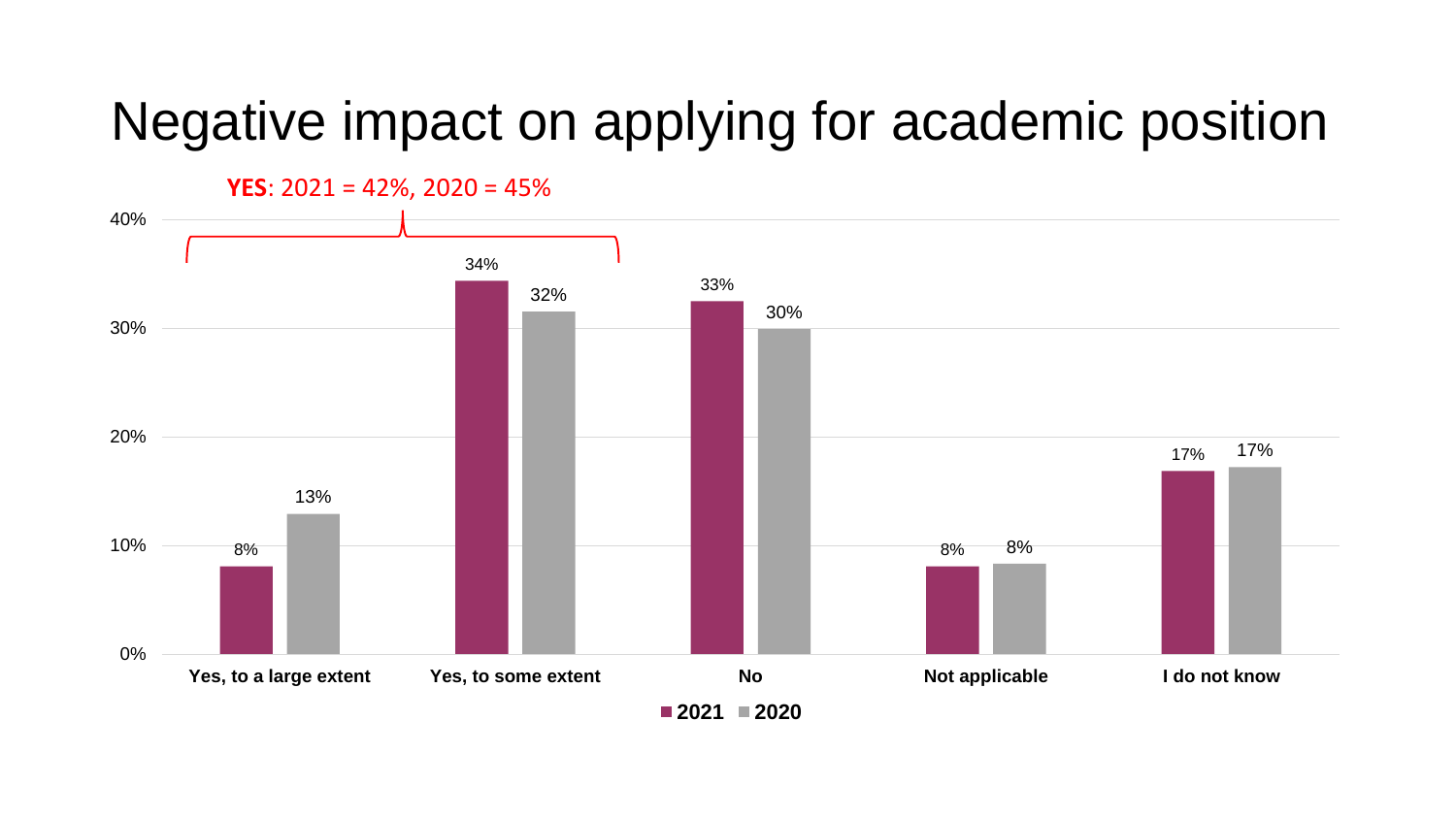# Negative impact on applying for academic position

**YES**: 2021 = 42%, 2020 = 45%

| | 2021 | 2020 |
|---|---|---|
| Yes, to a large extent | 8% | 13% |
| Yes, to some extent | 34% | 32% |
| No | 33% | 30% |
| Not applicable | 8% | 8% |
| I do not know | 17% | 17% |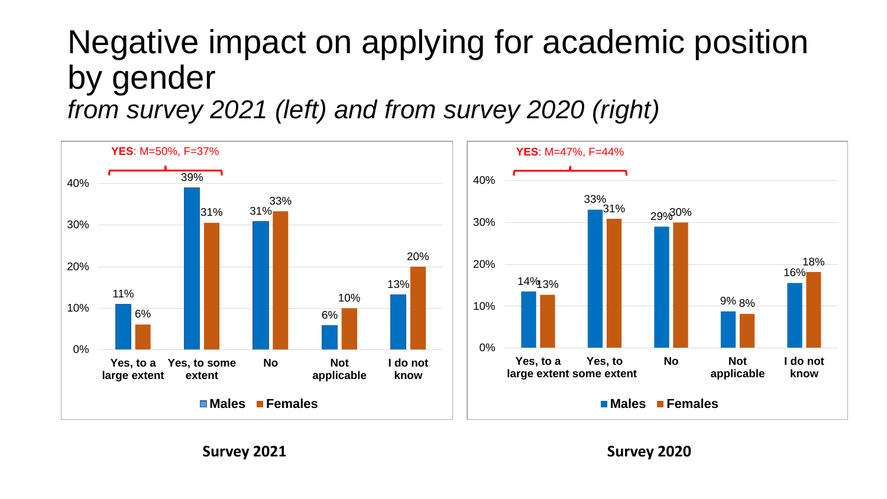# Negative impact on applying for academic position by gender

*from survey 2021 (left) and from survey 2020 (right)*

**Survey 2021**

**YES**: M=50%, F=37%

| | Males | Females |
|---|---|---|
| Yes, to a large extent | 11% | 6% |
| Yes, to some extent | 39% | 31% |
| No | 31% | 33% |
| Not applicable | 6% | 10% |
| I do not know | 13% | 20% |

**Survey 2020**

**YES**: M=47%, F=44%

| | Males | Females |
|---|---|---|
| Yes, to a large extent | 14% | 13% |
| Yes, to some extent | 33% | 31% |
| No | 29% | 30% |
| Not applicable | 9% | 8% |
| I do not know | 16% | 18% |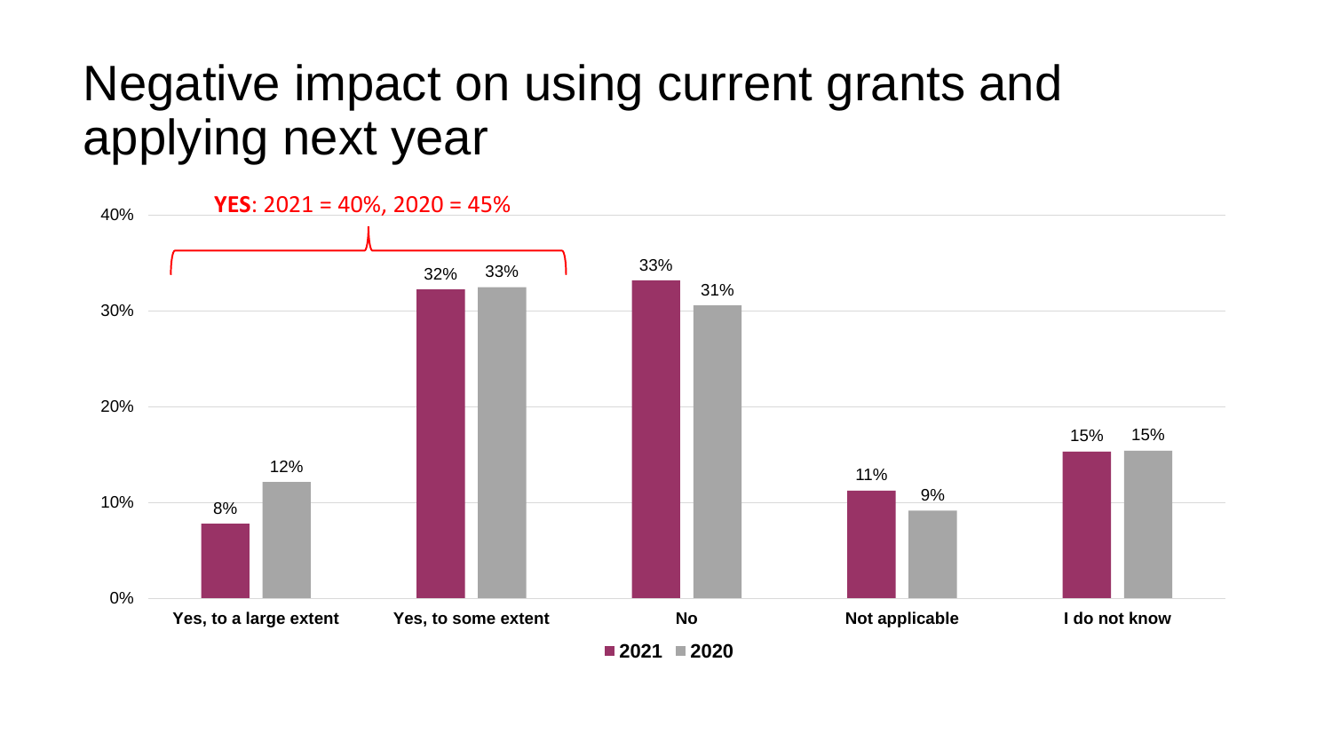# Negative impact on using current grants and applying next year

**YES**: 2021 = 40%, 2020 = 45%

| | 2021 | 2020 |
|---|---|---|
| Yes, to a large extent | 8% | 12% |
| Yes, to some extent | 32% | 33% |
| No | 33% | 31% |
| Not applicable | 11% | 9% |
| I do not know | 15% | 15% |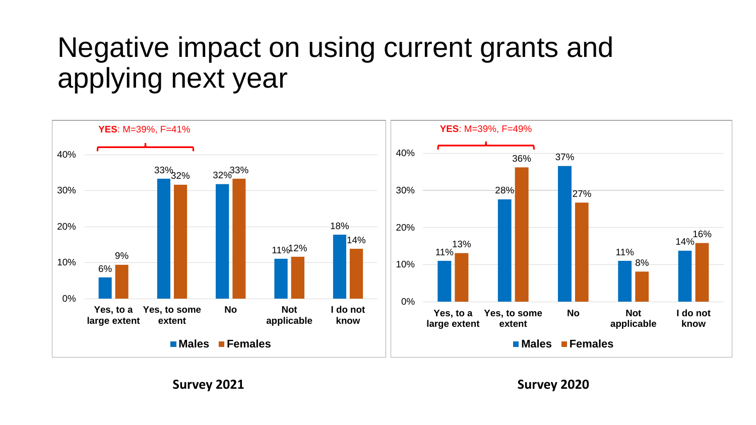# Negative impact on using current grants and applying next year

**Survey 2021**

**YES**: M=39%, F=41%

| | Males | Females |
|---|---|---|
| Yes, to a large extent | 6% | 9% |
| Yes, to some extent | 33% | 32% |
| No | 32% | 33% |
| Not applicable | 11% | 12% |
| I do not know | 18% | 14% |

**Survey 2020**

**YES**: M=39%, F=49%

| | Males | Females |
|---|---|---|
| Yes, to a large extent | 11% | 13% |
| Yes, to some extent | 28% | 36% |
| No | 37% | 27% |
| Not applicable | 11% | 8% |
| I do not know | 14% | 16% |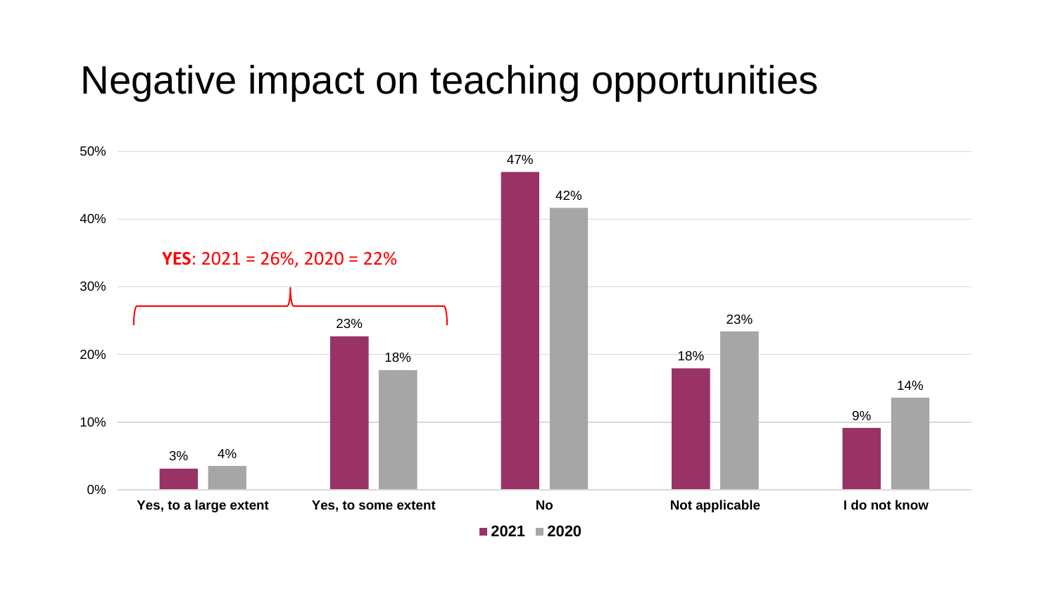# Negative impact on teaching opportunities

**YES**: 2021 = 26%, 2020 = 22%

| | 2021 | 2020 |
|---|---|---|
| Yes, to a large extent | 3% | 4% |
| Yes, to some extent | 23% | 18% |
| No | 47% | 42% |
| Not applicable | 18% | 23% |
| I do not know | 9% | 14% |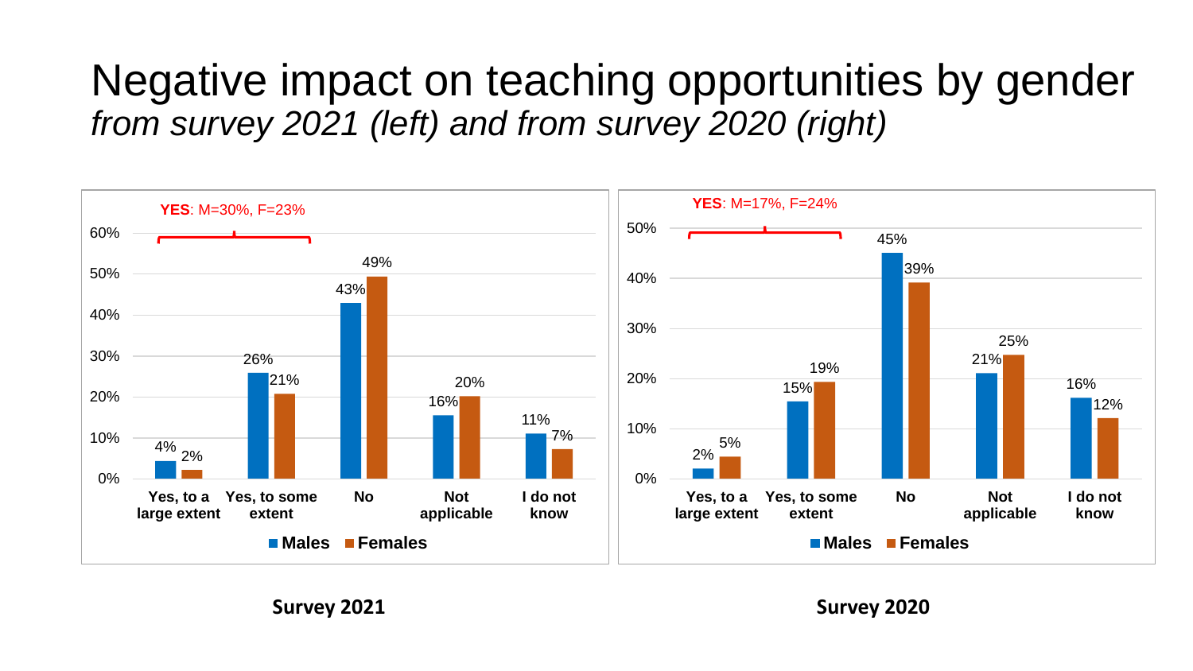# Negative impact on teaching opportunities by gender

*from survey 2021 (left) and from survey 2020 (right)*

**YES**: M=30%, F=23%

| | Males | Females |
|---|---|---|
| Yes, to a large extent | 4% | 2% |
| Yes, to some extent | 26% | 21% |
| No | 43% | 49% |
| Not applicable | 16% | 20% |
| I do not know | 11% | 7% |

**Survey 2021**

**YES**: M=17%, F=24%

| | Males | Females |
|---|---|---|
| Yes, to a large extent | 2% | 5% |
| Yes, to some extent | 15% | 19% |
| No | 45% | 39% |
| Not applicable | 21% | 25% |
| I do not know | 16% | 12% |

**Survey 2020**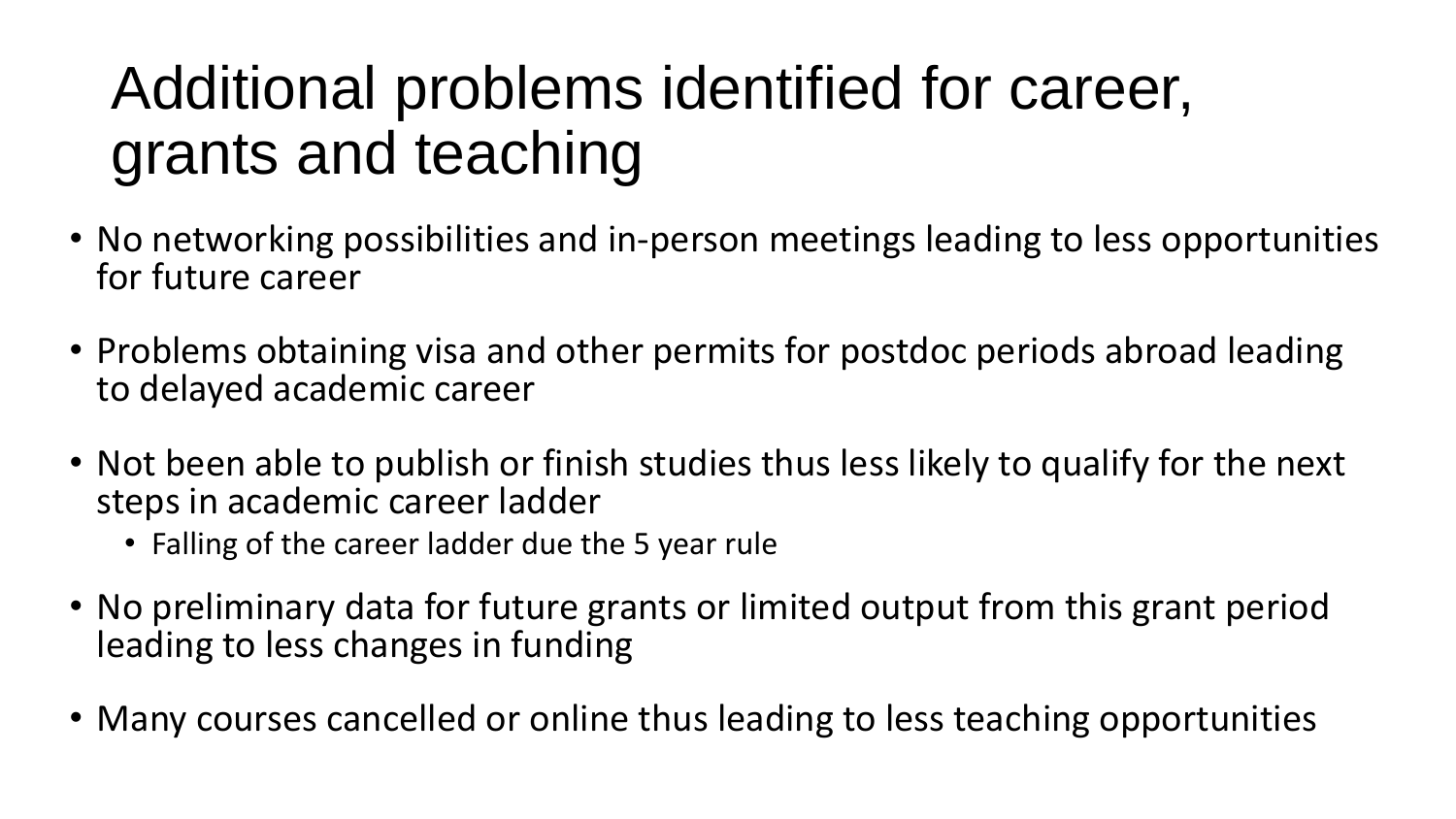# Additional problems identified for career, grants and teaching

- No networking possibilities and in-person meetings leading to less opportunities for future career
- Problems obtaining visa and other permits for postdoc periods abroad leading to delayed academic career
- Not been able to publish or finish studies thus less likely to qualify for the next steps in academic career ladder
  - Falling of the career ladder due the 5 year rule
- No preliminary data for future grants or limited output from this grant period leading to less changes in funding
- Many courses cancelled or online thus leading to less teaching opportunities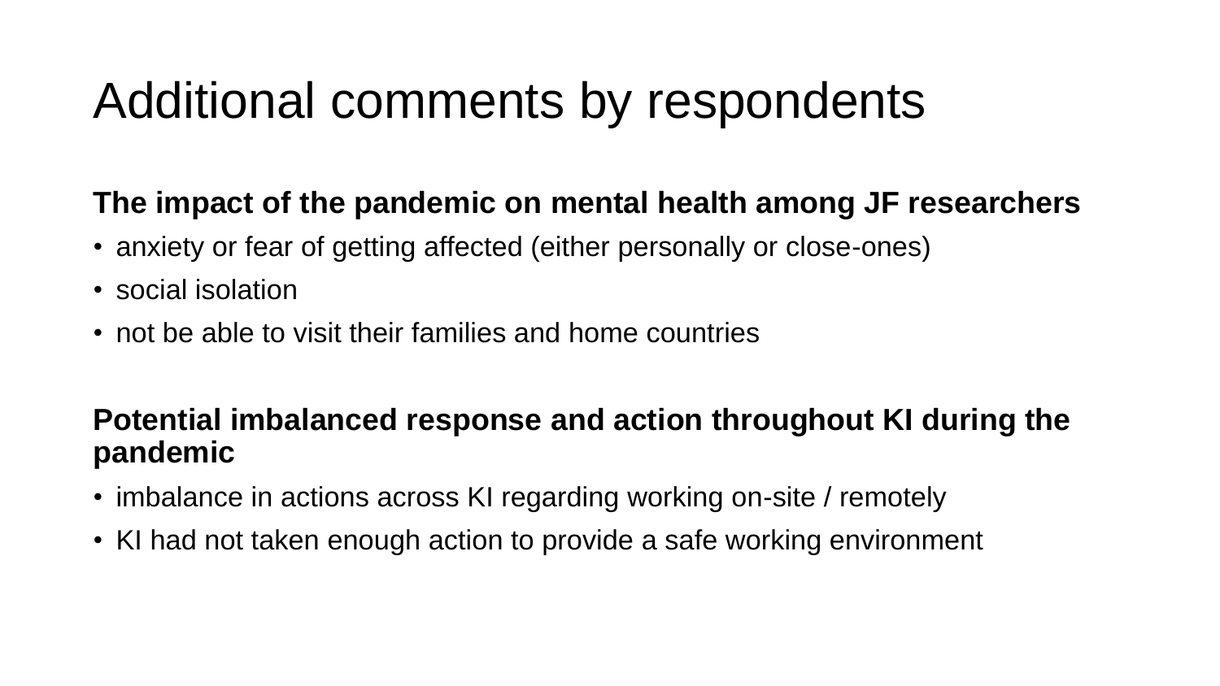# Additional comments by respondents

**The impact of the pandemic on mental health among JF researchers**

- anxiety or fear of getting affected (either personally or close-ones)
- social isolation
- not be able to visit their families and home countries

**Potential imbalanced response and action throughout KI during the pandemic**

- imbalance in actions across KI regarding working on-site / remotely
- KI had not taken enough action to provide a safe working environment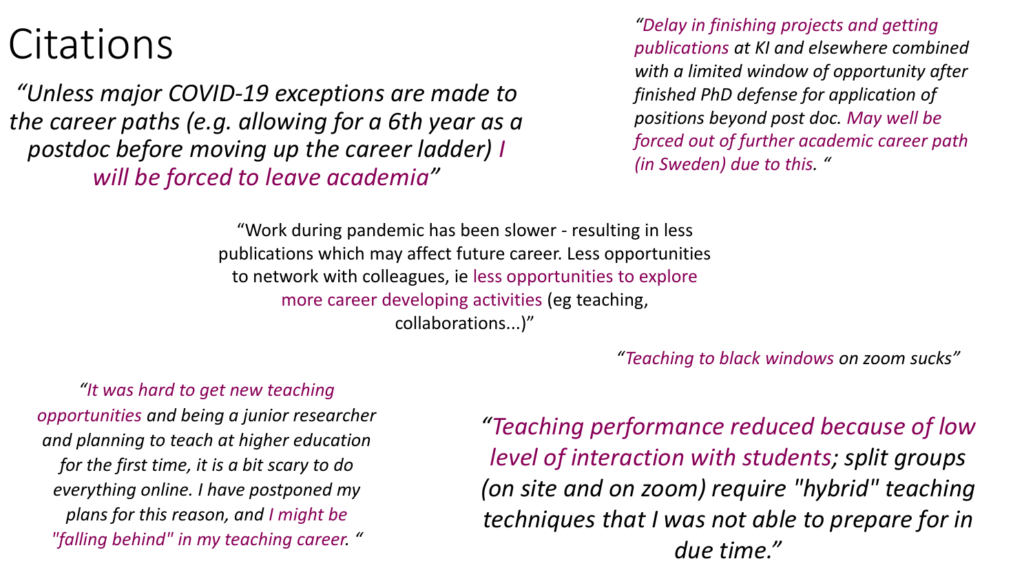# Citations

*"Unless major COVID-19 exceptions are made to the career paths (e.g. allowing for a 6th year as a postdoc before moving up the career ladder) I will be forced to leave academia"*

*"Delay in finishing projects and getting publications at KI and elsewhere combined with a limited window of opportunity after finished PhD defense for application of positions beyond post doc. May well be forced out of further academic career path (in Sweden) due to this. "*

"Work during pandemic has been slower - resulting in less publications which may affect future career. Less opportunities to network with colleagues, ie less opportunities to explore more career developing activities (eg teaching, collaborations...)"

*"Teaching to black windows on zoom sucks"*

*"It was hard to get new teaching opportunities and being a junior researcher and planning to teach at higher education for the first time, it is a bit scary to do everything online. I have postponed my plans for this reason, and I might be "falling behind" in my teaching career. "*

*"Teaching performance reduced because of low level of interaction with students; split groups (on site and on zoom) require "hybrid" teaching techniques that I was not able to prepare for in due time."*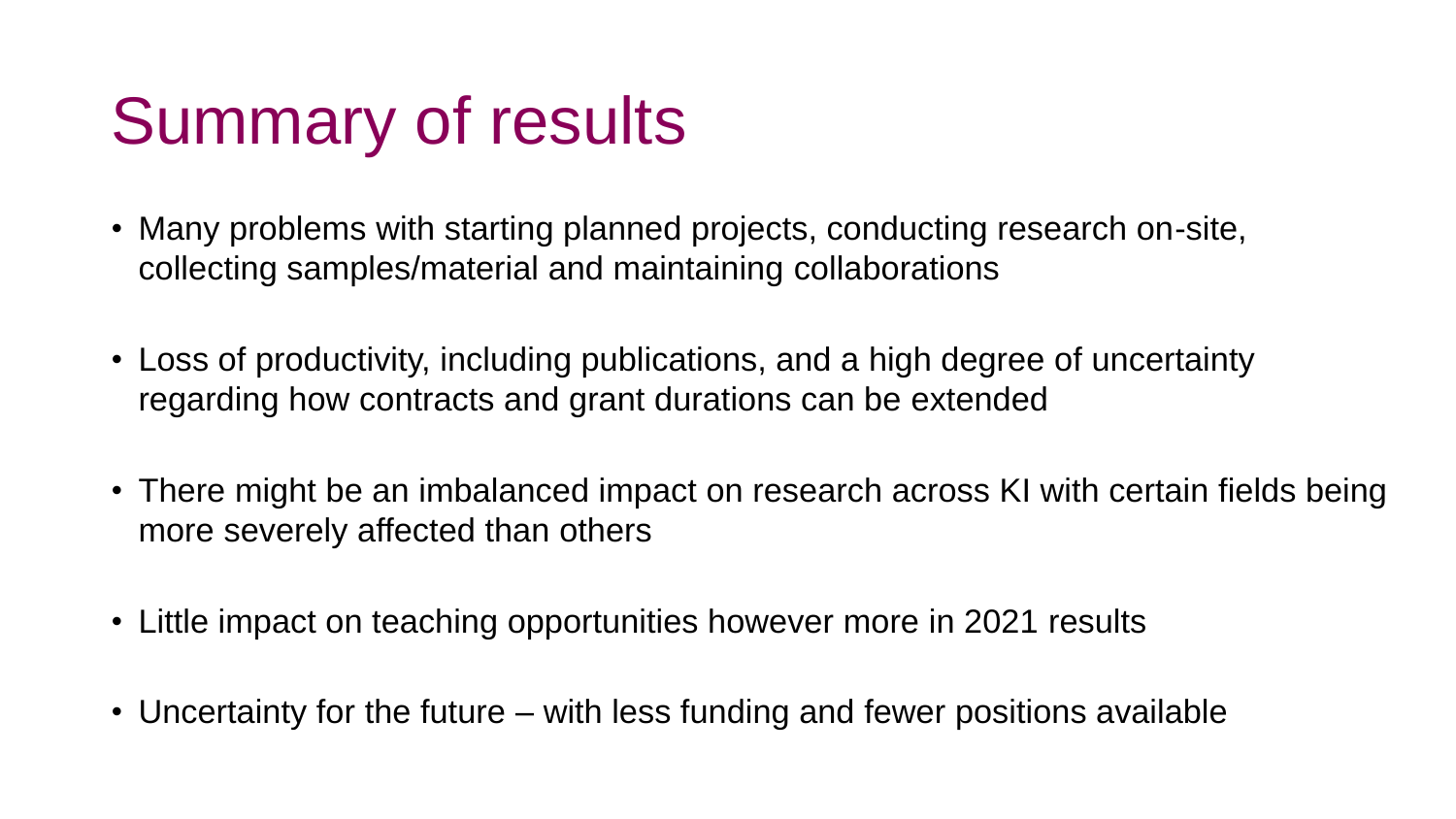# Summary of results

- Many problems with starting planned projects, conducting research on-site, collecting samples/material and maintaining collaborations
- Loss of productivity, including publications, and a high degree of uncertainty regarding how contracts and grant durations can be extended
- There might be an imbalanced impact on research across KI with certain fields being more severely affected than others
- Little impact on teaching opportunities however more in 2021 results
- Uncertainty for the future – with less funding and fewer positions available